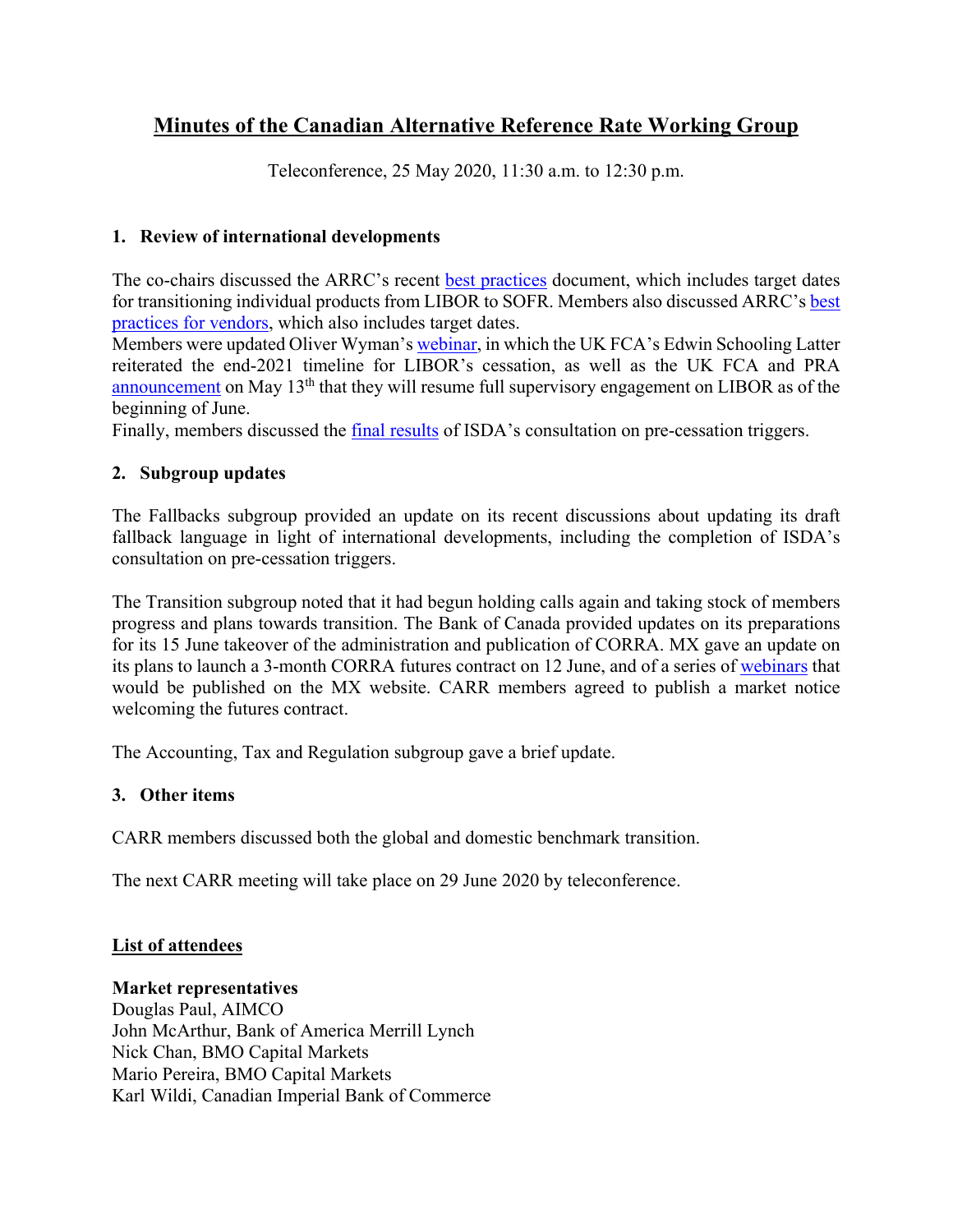# Minutes of the Canadian Alternative Reference Rate Working Group

Teleconference, 25 May 2020, 11:30 a.m. to 12:30 p.m.

## 1. Review of international developments

The co-chairs discussed the ARRC's recent best practices document, which includes target dates for transitioning individual products from LIBOR to SOFR. Members also discussed ARRC's best practices for vendors, which also includes target dates.
Members were updated Oliver Wyman's webinar, in which the UK FCA's Edwin Schooling Latter reiterated the end-2021 timeline for LIBOR's cessation, as well as the UK FCA and PRA announcement on May 13th that they will resume full supervisory engagement on LIBOR as of the beginning of June.
Finally, members discussed the final results of ISDA's consultation on pre-cessation triggers.

## 2. Subgroup updates

The Fallbacks subgroup provided an update on its recent discussions about updating its draft fallback language in light of international developments, including the completion of ISDA's consultation on pre-cessation triggers.

The Transition subgroup noted that it had begun holding calls again and taking stock of members progress and plans towards transition. The Bank of Canada provided updates on its preparations for its 15 June takeover of the administration and publication of CORRA. MX gave an update on its plans to launch a 3-month CORRA futures contract on 12 June, and of a series of webinars that would be published on the MX website. CARR members agreed to publish a market notice welcoming the futures contract.

The Accounting, Tax and Regulation subgroup gave a brief update.

## 3. Other items

CARR members discussed both the global and domestic benchmark transition.

The next CARR meeting will take place on 29 June 2020 by teleconference.

## List of attendees

**Market representatives**
Douglas Paul, AIMCO
John McArthur, Bank of America Merrill Lynch
Nick Chan, BMO Capital Markets
Mario Pereira, BMO Capital Markets
Karl Wildi, Canadian Imperial Bank of Commerce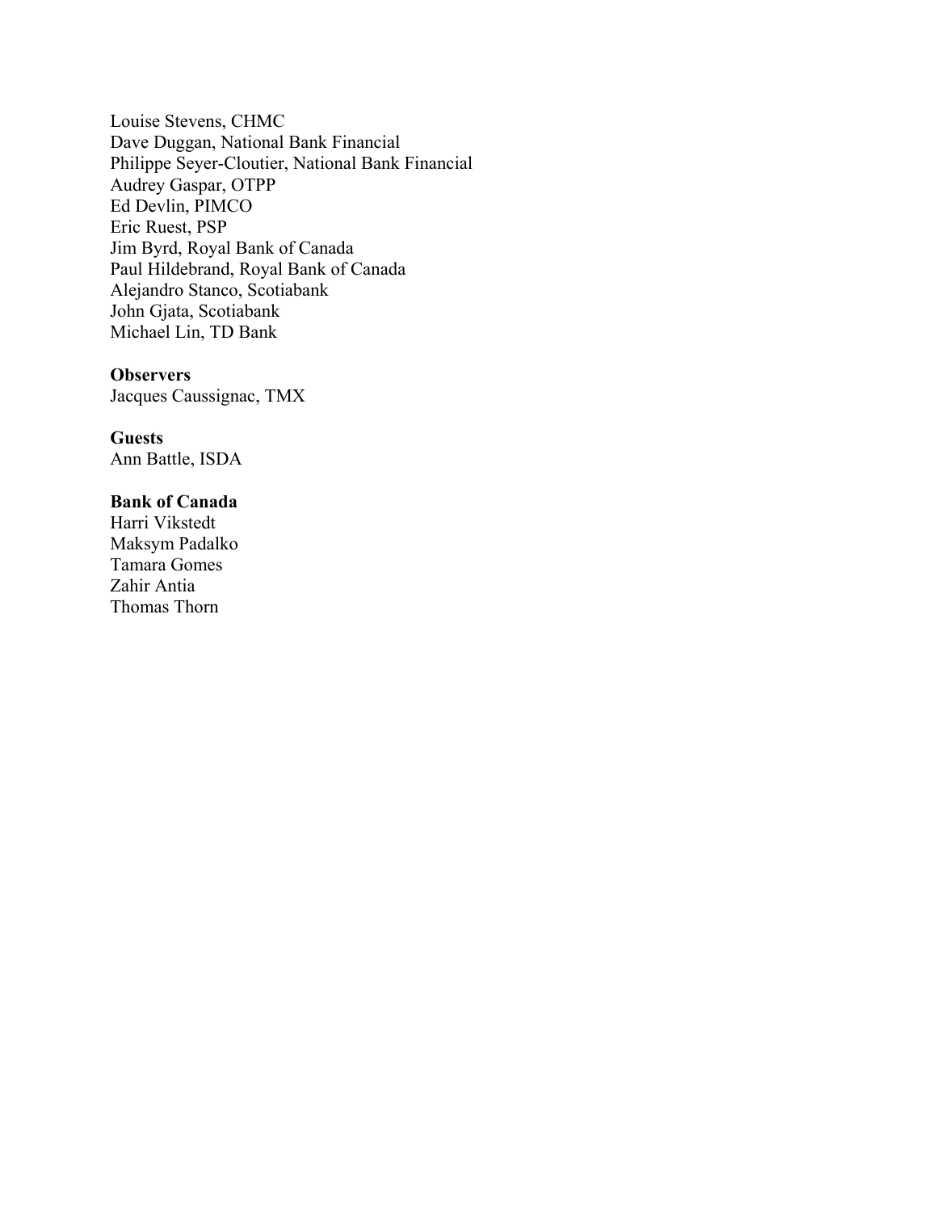Louise Stevens, CHMC
Dave Duggan, National Bank Financial
Philippe Seyer-Cloutier, National Bank Financial
Audrey Gaspar, OTPP
Ed Devlin, PIMCO
Eric Ruest, PSP
Jim Byrd, Royal Bank of Canada
Paul Hildebrand, Royal Bank of Canada
Alejandro Stanco, Scotiabank
John Gjata, Scotiabank
Michael Lin, TD Bank

**Observers**
Jacques Caussignac, TMX

**Guests**
Ann Battle, ISDA

**Bank of Canada**
Harri Vikstedt
Maksym Padalko
Tamara Gomes
Zahir Antia
Thomas Thorn